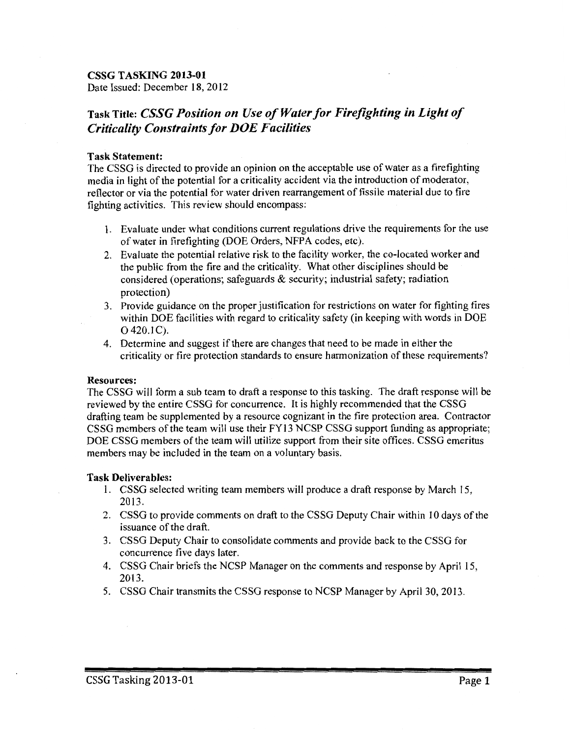**CSSG TASKING 2013-01**
Date Issued: December 18, 2012

## Task Title: *CSSG Position on Use of Water for Firefighting in Light of Criticality Constraints for DOE Facilities*

**Task Statement:**
The CSSG is directed to provide an opinion on the acceptable use of water as a firefighting media in light of the potential for a criticality accident via the introduction of moderator, reflector or via the potential for water driven rearrangement of fissile material due to fire fighting activities. This review should encompass:

1. Evaluate under what conditions current regulations drive the requirements for the use of water in firefighting (DOE Orders, NFPA codes, etc).
2. Evaluate the potential relative risk to the facility worker, the co-located worker and the public from the fire and the criticality. What other disciplines should be considered (operations; safeguards & security; industrial safety; radiation protection)
3. Provide guidance on the proper justification for restrictions on water for fighting fires within DOE facilities with regard to criticality safety (in keeping with words in DOE O 420.1C).
4. Determine and suggest if there are changes that need to be made in either the criticality or fire protection standards to ensure harmonization of these requirements?

**Resources:**
The CSSG will form a sub team to draft a response to this tasking. The draft response will be reviewed by the entire CSSG for concurrence. It is highly recommended that the CSSG drafting team be supplemented by a resource cognizant in the fire protection area. Contractor CSSG members of the team will use their FY13 NCSP CSSG support funding as appropriate; DOE CSSG members of the team will utilize support from their site offices. CSSG emeritus members may be included in the team on a voluntary basis.

**Task Deliverables:**

1. CSSG selected writing team members will produce a draft response by March 15, 2013.
2. CSSG to provide comments on draft to the CSSG Deputy Chair within 10 days of the issuance of the draft.
3. CSSG Deputy Chair to consolidate comments and provide back to the CSSG for concurrence five days later.
4. CSSG Chair briefs the NCSP Manager on the comments and response by April 15, 2013.
5. CSSG Chair transmits the CSSG response to NCSP Manager by April 30, 2013.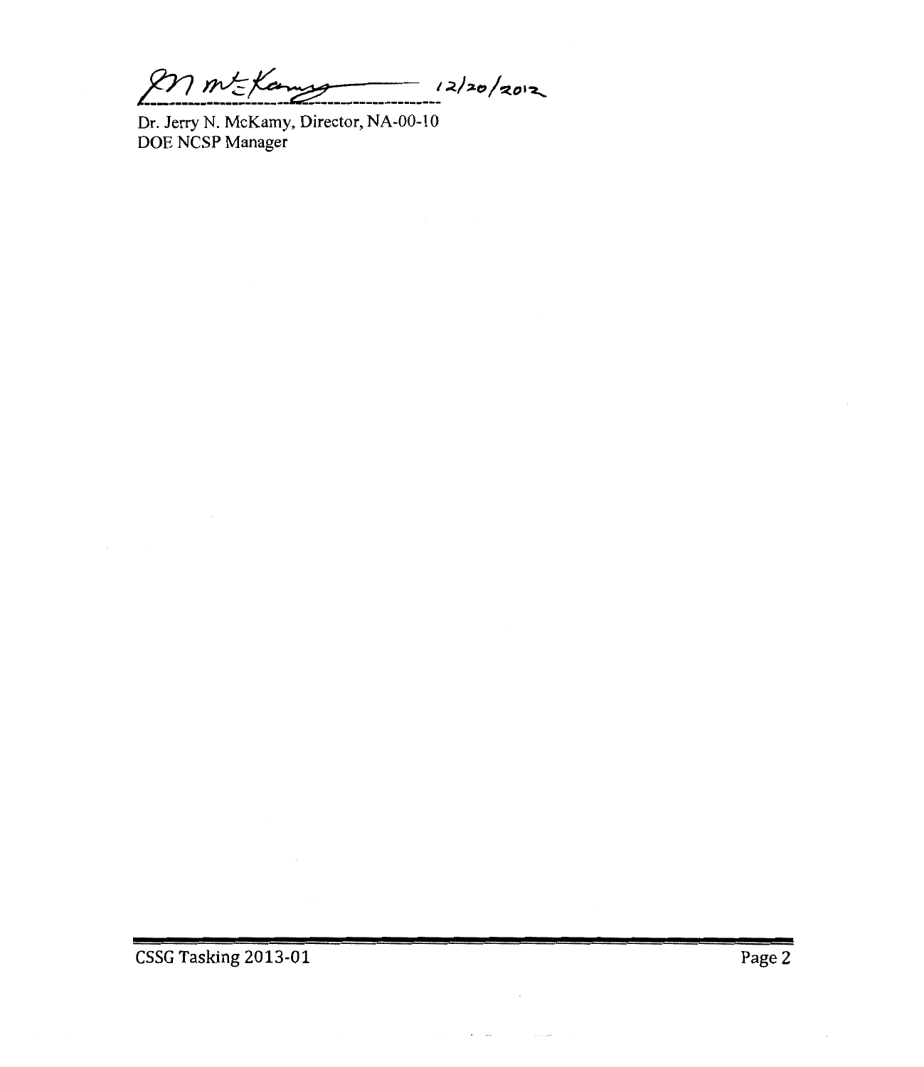12/20/2012

Dr. Jerry N. McKamy, Director, NA-00-10
DOE NCSP Manager